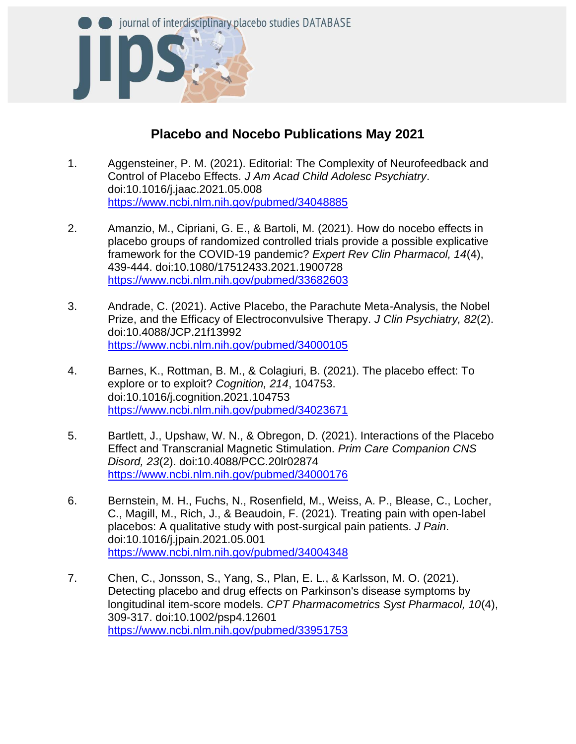journal of interdisciplinary placebo studies DATABASE

# Placebo and Nocebo Publications May 2021

1. Aggensteiner, P. M. (2021). Editorial: The Complexity of Neurofeedback and Control of Placebo Effects. *J Am Acad Child Adolesc Psychiatry*. doi:10.1016/j.jaac.2021.05.008 https://www.ncbi.nlm.nih.gov/pubmed/34048885

2. Amanzio, M., Cipriani, G. E., & Bartoli, M. (2021). How do nocebo effects in placebo groups of randomized controlled trials provide a possible explicative framework for the COVID-19 pandemic? *Expert Rev Clin Pharmacol, 14*(4), 439-444. doi:10.1080/17512433.2021.1900728 https://www.ncbi.nlm.nih.gov/pubmed/33682603

3. Andrade, C. (2021). Active Placebo, the Parachute Meta-Analysis, the Nobel Prize, and the Efficacy of Electroconvulsive Therapy. *J Clin Psychiatry, 82*(2). doi:10.4088/JCP.21f13992 https://www.ncbi.nlm.nih.gov/pubmed/34000105

4. Barnes, K., Rottman, B. M., & Colagiuri, B. (2021). The placebo effect: To explore or to exploit? *Cognition, 214*, 104753. doi:10.1016/j.cognition.2021.104753 https://www.ncbi.nlm.nih.gov/pubmed/34023671

5. Bartlett, J., Upshaw, W. N., & Obregon, D. (2021). Interactions of the Placebo Effect and Transcranial Magnetic Stimulation. *Prim Care Companion CNS Disord, 23*(2). doi:10.4088/PCC.20lr02874 https://www.ncbi.nlm.nih.gov/pubmed/34000176

6. Bernstein, M. H., Fuchs, N., Rosenfield, M., Weiss, A. P., Blease, C., Locher, C., Magill, M., Rich, J., & Beaudoin, F. (2021). Treating pain with open-label placebos: A qualitative study with post-surgical pain patients. *J Pain*. doi:10.1016/j.jpain.2021.05.001 https://www.ncbi.nlm.nih.gov/pubmed/34004348

7. Chen, C., Jonsson, S., Yang, S., Plan, E. L., & Karlsson, M. O. (2021). Detecting placebo and drug effects on Parkinson's disease symptoms by longitudinal item-score models. *CPT Pharmacometrics Syst Pharmacol, 10*(4), 309-317. doi:10.1002/psp4.12601 https://www.ncbi.nlm.nih.gov/pubmed/33951753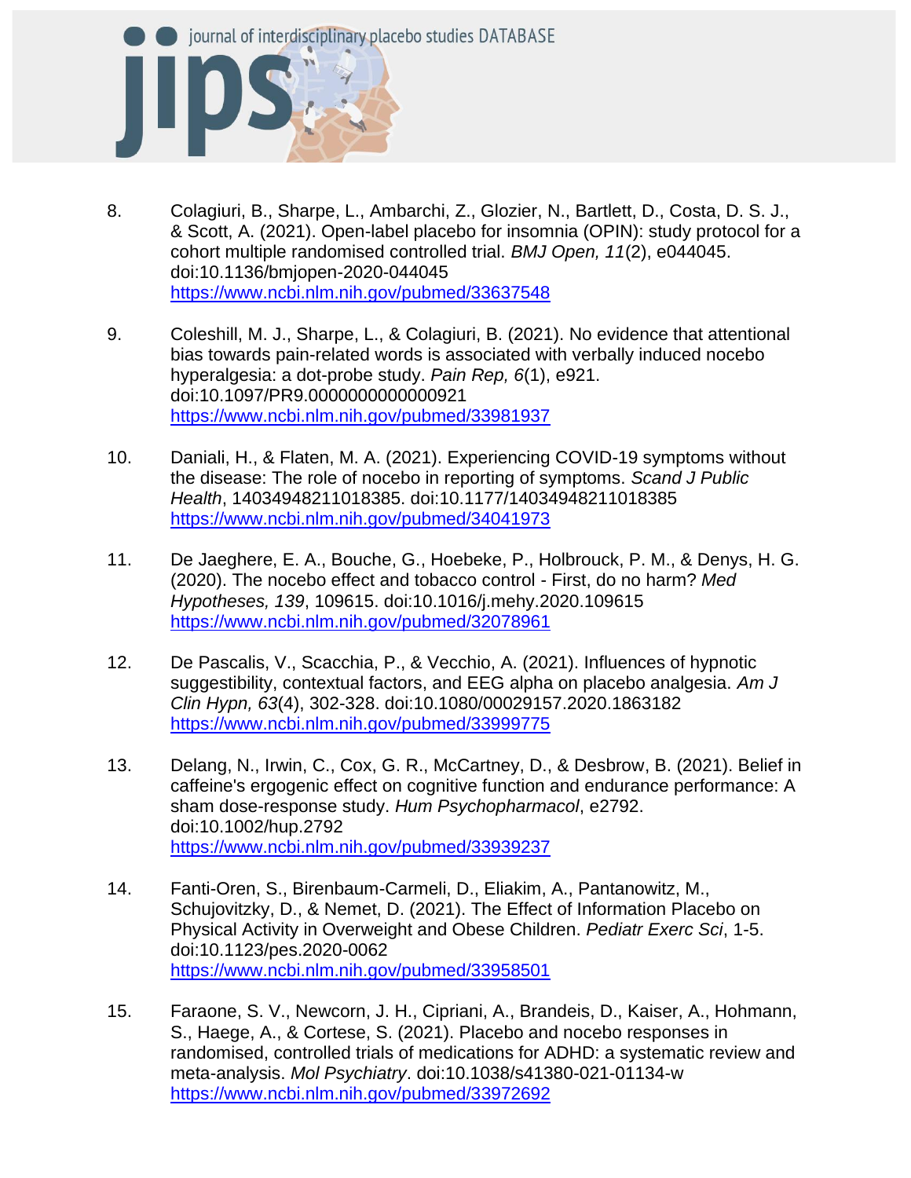8. Colagiuri, B., Sharpe, L., Ambarchi, Z., Glozier, N., Bartlett, D., Costa, D. S. J., & Scott, A. (2021). Open-label placebo for insomnia (OPIN): study protocol for a cohort multiple randomised controlled trial. *BMJ Open, 11*(2), e044045. doi:10.1136/bmjopen-2020-044045 https://www.ncbi.nlm.nih.gov/pubmed/33637548

9. Coleshill, M. J., Sharpe, L., & Colagiuri, B. (2021). No evidence that attentional bias towards pain-related words is associated with verbally induced nocebo hyperalgesia: a dot-probe study. *Pain Rep, 6*(1), e921. doi:10.1097/PR9.0000000000000921 https://www.ncbi.nlm.nih.gov/pubmed/33981937

10. Daniali, H., & Flaten, M. A. (2021). Experiencing COVID-19 symptoms without the disease: The role of nocebo in reporting of symptoms. *Scand J Public Health*, 14034948211018385. doi:10.1177/14034948211018385 https://www.ncbi.nlm.nih.gov/pubmed/34041973

11. De Jaeghere, E. A., Bouche, G., Hoebeke, P., Holbrouck, P. M., & Denys, H. G. (2020). The nocebo effect and tobacco control - First, do no harm? *Med Hypotheses, 139*, 109615. doi:10.1016/j.mehy.2020.109615 https://www.ncbi.nlm.nih.gov/pubmed/32078961

12. De Pascalis, V., Scacchia, P., & Vecchio, A. (2021). Influences of hypnotic suggestibility, contextual factors, and EEG alpha on placebo analgesia. *Am J Clin Hypn, 63*(4), 302-328. doi:10.1080/00029157.2020.1863182 https://www.ncbi.nlm.nih.gov/pubmed/33999775

13. Delang, N., Irwin, C., Cox, G. R., McCartney, D., & Desbrow, B. (2021). Belief in caffeine's ergogenic effect on cognitive function and endurance performance: A sham dose-response study. *Hum Psychopharmacol*, e2792. doi:10.1002/hup.2792 https://www.ncbi.nlm.nih.gov/pubmed/33939237

14. Fanti-Oren, S., Birenbaum-Carmeli, D., Eliakim, A., Pantanowitz, M., Schujovitzky, D., & Nemet, D. (2021). The Effect of Information Placebo on Physical Activity in Overweight and Obese Children. *Pediatr Exerc Sci*, 1-5. doi:10.1123/pes.2020-0062 https://www.ncbi.nlm.nih.gov/pubmed/33958501

15. Faraone, S. V., Newcorn, J. H., Cipriani, A., Brandeis, D., Kaiser, A., Hohmann, S., Haege, A., & Cortese, S. (2021). Placebo and nocebo responses in randomised, controlled trials of medications for ADHD: a systematic review and meta-analysis. *Mol Psychiatry*. doi:10.1038/s41380-021-01134-w https://www.ncbi.nlm.nih.gov/pubmed/33972692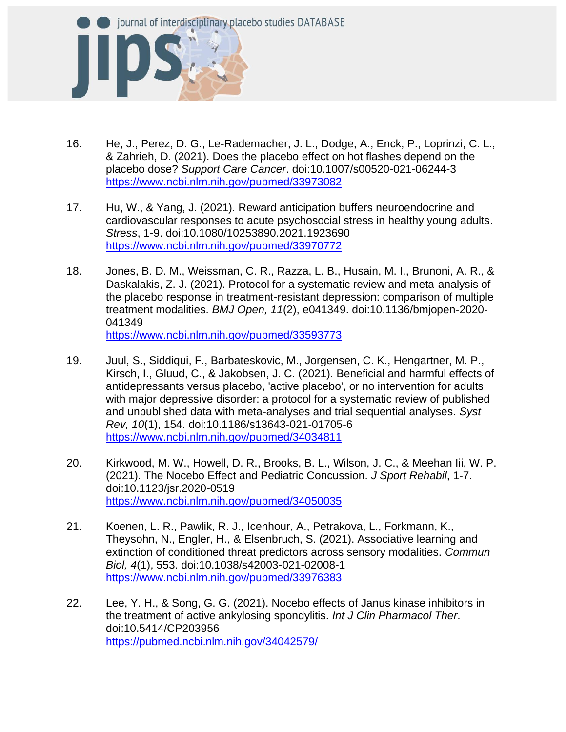16. He, J., Perez, D. G., Le-Rademacher, J. L., Dodge, A., Enck, P., Loprinzi, C. L., & Zahrieh, D. (2021). Does the placebo effect on hot flashes depend on the placebo dose? *Support Care Cancer*. doi:10.1007/s00520-021-06244-3 https://www.ncbi.nlm.nih.gov/pubmed/33973082

17. Hu, W., & Yang, J. (2021). Reward anticipation buffers neuroendocrine and cardiovascular responses to acute psychosocial stress in healthy young adults. *Stress*, 1-9. doi:10.1080/10253890.2021.1923690 https://www.ncbi.nlm.nih.gov/pubmed/33970772

18. Jones, B. D. M., Weissman, C. R., Razza, L. B., Husain, M. I., Brunoni, A. R., & Daskalakis, Z. J. (2021). Protocol for a systematic review and meta-analysis of the placebo response in treatment-resistant depression: comparison of multiple treatment modalities. *BMJ Open, 11*(2), e041349. doi:10.1136/bmjopen-2020-041349
https://www.ncbi.nlm.nih.gov/pubmed/33593773

19. Juul, S., Siddiqui, F., Barbateskovic, M., Jorgensen, C. K., Hengartner, M. P., Kirsch, I., Gluud, C., & Jakobsen, J. C. (2021). Beneficial and harmful effects of antidepressants versus placebo, 'active placebo', or no intervention for adults with major depressive disorder: a protocol for a systematic review of published and unpublished data with meta-analyses and trial sequential analyses. *Syst Rev, 10*(1), 154. doi:10.1186/s13643-021-01705-6 https://www.ncbi.nlm.nih.gov/pubmed/34034811

20. Kirkwood, M. W., Howell, D. R., Brooks, B. L., Wilson, J. C., & Meehan Iii, W. P. (2021). The Nocebo Effect and Pediatric Concussion. *J Sport Rehabil*, 1-7. doi:10.1123/jsr.2020-0519
https://www.ncbi.nlm.nih.gov/pubmed/34050035

21. Koenen, L. R., Pawlik, R. J., Icenhour, A., Petrakova, L., Forkmann, K., Theysohn, N., Engler, H., & Elsenbruch, S. (2021). Associative learning and extinction of conditioned threat predictors across sensory modalities. *Commun Biol, 4*(1), 553. doi:10.1038/s42003-021-02008-1 https://www.ncbi.nlm.nih.gov/pubmed/33976383

22. Lee, Y. H., & Song, G. G. (2021). Nocebo effects of Janus kinase inhibitors in the treatment of active ankylosing spondylitis. *Int J Clin Pharmacol Ther*. doi:10.5414/CP203956
https://pubmed.ncbi.nlm.nih.gov/34042579/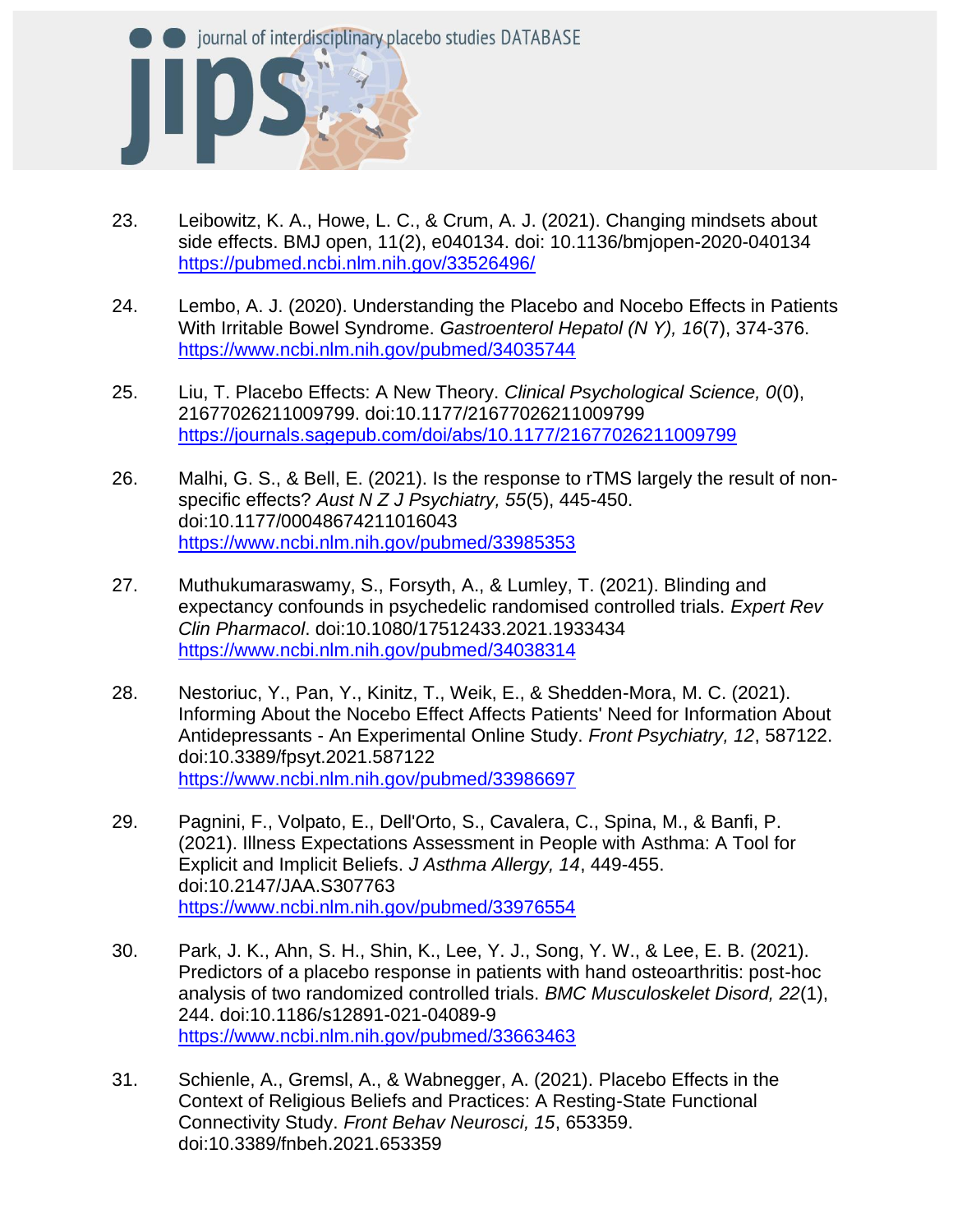23. Leibowitz, K. A., Howe, L. C., & Crum, A. J. (2021). Changing mindsets about side effects. BMJ open, 11(2), e040134. doi: 10.1136/bmjopen-2020-040134 https://pubmed.ncbi.nlm.nih.gov/33526496/

24. Lembo, A. J. (2020). Understanding the Placebo and Nocebo Effects in Patients With Irritable Bowel Syndrome. *Gastroenterol Hepatol (N Y), 16*(7), 374-376. https://www.ncbi.nlm.nih.gov/pubmed/34035744

25. Liu, T. Placebo Effects: A New Theory. *Clinical Psychological Science, 0*(0), 21677026211009799. doi:10.1177/21677026211009799 https://journals.sagepub.com/doi/abs/10.1177/21677026211009799

26. Malhi, G. S., & Bell, E. (2021). Is the response to rTMS largely the result of non-specific effects? *Aust N Z J Psychiatry, 55*(5), 445-450. doi:10.1177/00048674211016043 https://www.ncbi.nlm.nih.gov/pubmed/33985353

27. Muthukumaraswamy, S., Forsyth, A., & Lumley, T. (2021). Blinding and expectancy confounds in psychedelic randomised controlled trials. *Expert Rev Clin Pharmacol*. doi:10.1080/17512433.2021.1933434 https://www.ncbi.nlm.nih.gov/pubmed/34038314

28. Nestoriuc, Y., Pan, Y., Kinitz, T., Weik, E., & Shedden-Mora, M. C. (2021). Informing About the Nocebo Effect Affects Patients' Need for Information About Antidepressants - An Experimental Online Study. *Front Psychiatry, 12*, 587122. doi:10.3389/fpsyt.2021.587122 https://www.ncbi.nlm.nih.gov/pubmed/33986697

29. Pagnini, F., Volpato, E., Dell'Orto, S., Cavalera, C., Spina, M., & Banfi, P. (2021). Illness Expectations Assessment in People with Asthma: A Tool for Explicit and Implicit Beliefs. *J Asthma Allergy, 14*, 449-455. doi:10.2147/JAA.S307763 https://www.ncbi.nlm.nih.gov/pubmed/33976554

30. Park, J. K., Ahn, S. H., Shin, K., Lee, Y. J., Song, Y. W., & Lee, E. B. (2021). Predictors of a placebo response in patients with hand osteoarthritis: post-hoc analysis of two randomized controlled trials. *BMC Musculoskelet Disord, 22*(1), 244. doi:10.1186/s12891-021-04089-9 https://www.ncbi.nlm.nih.gov/pubmed/33663463

31. Schienle, A., Gremsl, A., & Wabnegger, A. (2021). Placebo Effects in the Context of Religious Beliefs and Practices: A Resting-State Functional Connectivity Study. *Front Behav Neurosci, 15*, 653359. doi:10.3389/fnbeh.2021.653359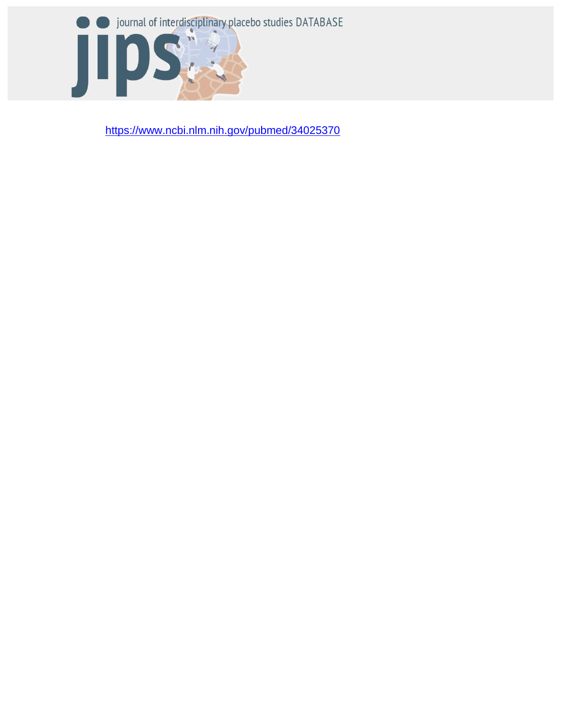https://www.ncbi.nlm.nih.gov/pubmed/34025370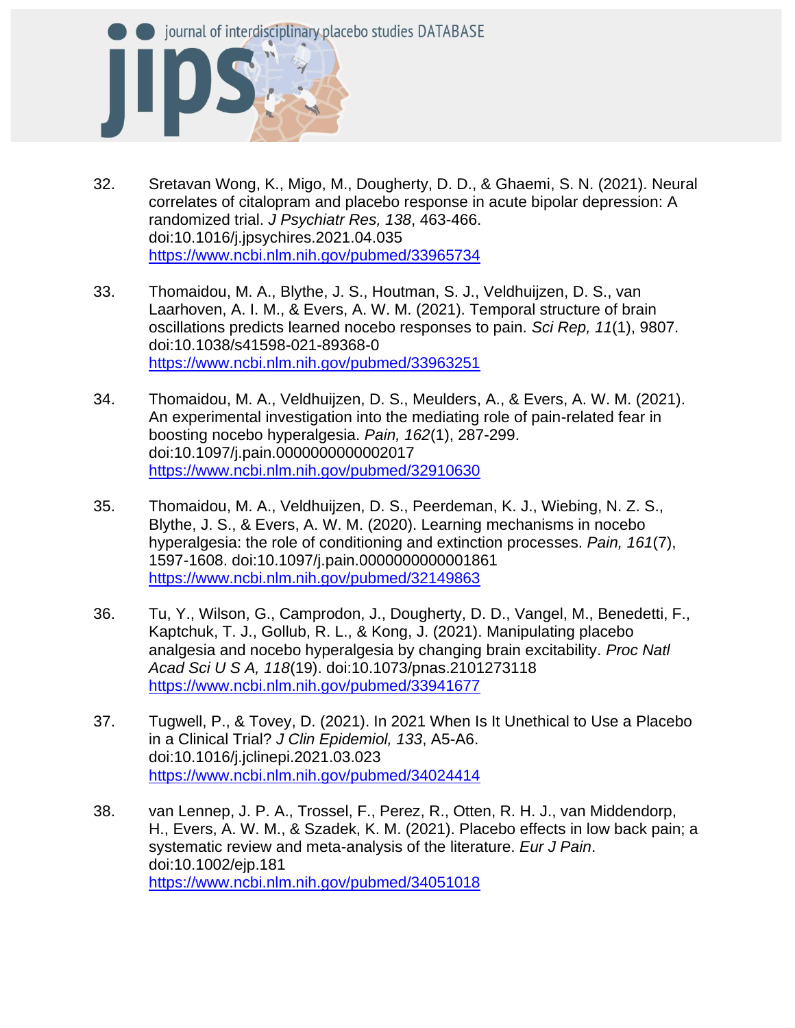32. Sretavan Wong, K., Migo, M., Dougherty, D. D., & Ghaemi, S. N. (2021). Neural correlates of citalopram and placebo response in acute bipolar depression: A randomized trial. *J Psychiatr Res, 138*, 463-466. doi:10.1016/j.jpsychires.2021.04.035 https://www.ncbi.nlm.nih.gov/pubmed/33965734

33. Thomaidou, M. A., Blythe, J. S., Houtman, S. J., Veldhuijzen, D. S., van Laarhoven, A. I. M., & Evers, A. W. M. (2021). Temporal structure of brain oscillations predicts learned nocebo responses to pain. *Sci Rep, 11*(1), 9807. doi:10.1038/s41598-021-89368-0 https://www.ncbi.nlm.nih.gov/pubmed/33963251

34. Thomaidou, M. A., Veldhuijzen, D. S., Meulders, A., & Evers, A. W. M. (2021). An experimental investigation into the mediating role of pain-related fear in boosting nocebo hyperalgesia. *Pain, 162*(1), 287-299. doi:10.1097/j.pain.0000000000002017 https://www.ncbi.nlm.nih.gov/pubmed/32910630

35. Thomaidou, M. A., Veldhuijzen, D. S., Peerdeman, K. J., Wiebing, N. Z. S., Blythe, J. S., & Evers, A. W. M. (2020). Learning mechanisms in nocebo hyperalgesia: the role of conditioning and extinction processes. *Pain, 161*(7), 1597-1608. doi:10.1097/j.pain.0000000000001861 https://www.ncbi.nlm.nih.gov/pubmed/32149863

36. Tu, Y., Wilson, G., Camprodon, J., Dougherty, D. D., Vangel, M., Benedetti, F., Kaptchuk, T. J., Gollub, R. L., & Kong, J. (2021). Manipulating placebo analgesia and nocebo hyperalgesia by changing brain excitability. *Proc Natl Acad Sci U S A, 118*(19). doi:10.1073/pnas.2101273118 https://www.ncbi.nlm.nih.gov/pubmed/33941677

37. Tugwell, P., & Tovey, D. (2021). In 2021 When Is It Unethical to Use a Placebo in a Clinical Trial? *J Clin Epidemiol, 133*, A5-A6. doi:10.1016/j.jclinepi.2021.03.023 https://www.ncbi.nlm.nih.gov/pubmed/34024414

38. van Lennep, J. P. A., Trossel, F., Perez, R., Otten, R. H. J., van Middendorp, H., Evers, A. W. M., & Szadek, K. M. (2021). Placebo effects in low back pain; a systematic review and meta-analysis of the literature. *Eur J Pain*. doi:10.1002/ejp.181 https://www.ncbi.nlm.nih.gov/pubmed/34051018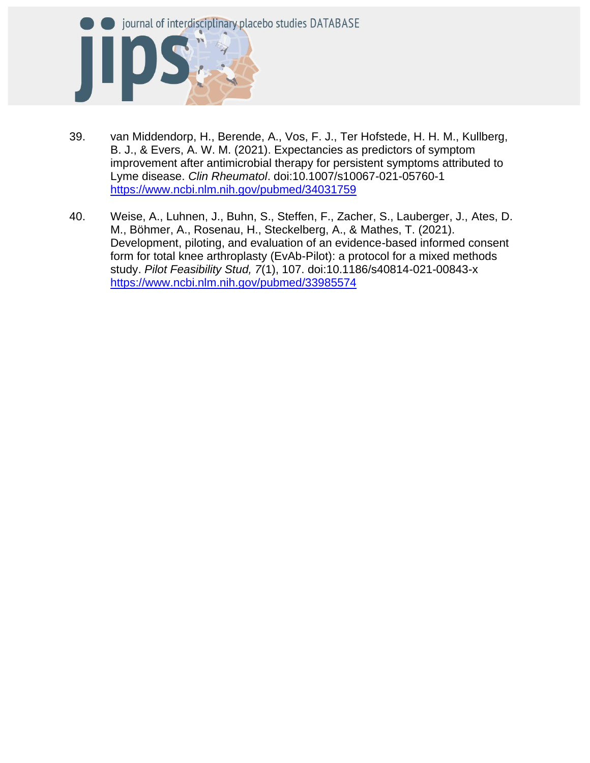39. van Middendorp, H., Berende, A., Vos, F. J., Ter Hofstede, H. H. M., Kullberg, B. J., & Evers, A. W. M. (2021). Expectancies as predictors of symptom improvement after antimicrobial therapy for persistent symptoms attributed to Lyme disease. *Clin Rheumatol*. doi:10.1007/s10067-021-05760-1 https://www.ncbi.nlm.nih.gov/pubmed/34031759

40. Weise, A., Luhnen, J., Buhn, S., Steffen, F., Zacher, S., Lauberger, J., Ates, D. M., Böhmer, A., Rosenau, H., Steckelberg, A., & Mathes, T. (2021). Development, piloting, and evaluation of an evidence-based informed consent form for total knee arthroplasty (EvAb-Pilot): a protocol for a mixed methods study. *Pilot Feasibility Stud, 7*(1), 107. doi:10.1186/s40814-021-00843-x https://www.ncbi.nlm.nih.gov/pubmed/33985574